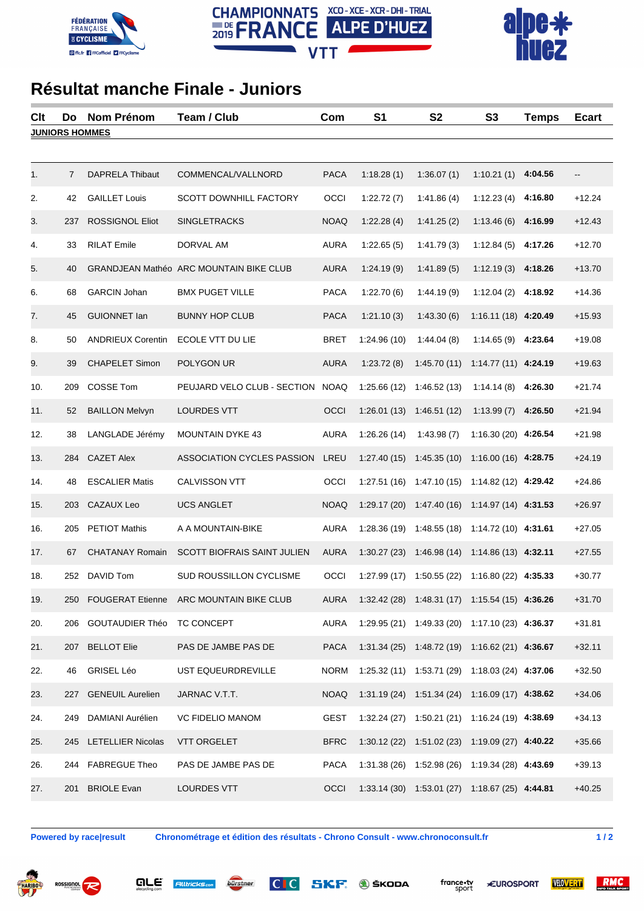# Résultat manche Finale - Juniors

| Clt | Do | Nom Prénom | Team / Club | Com | S1 | S2 | S3 | Temps | Ecart |
|---|---|---|---|---|---|---|---|---|---|
| **JUNIORS HOMMES** | | | | | | | | | |
| 1. | 7 | DAPRELA Thibaut | COMMENCAL/VALLNORD | PACA | 1:18.28 (1) | 1:36.07 (1) | 1:10.21 (1) | **4:04.56** | -- |
| 2. | 42 | GAILLET Louis | SCOTT DOWNHILL FACTORY | OCCI | 1:22.72 (7) | 1:41.86 (4) | 1:12.23 (4) | **4:16.80** | +12.24 |
| 3. | 237 | ROSSIGNOL Eliot | SINGLETRACKS | NOAQ | 1:22.28 (4) | 1:41.25 (2) | 1:13.46 (6) | **4:16.99** | +12.43 |
| 4. | 33 | RILAT Emile | DORVAL AM | AURA | 1:22.65 (5) | 1:41.79 (3) | 1:12.84 (5) | **4:17.26** | +12.70 |
| 5. | 40 | GRANDJEAN Mathéo | ARC MOUNTAIN BIKE CLUB | AURA | 1:24.19 (9) | 1:41.89 (5) | 1:12.19 (3) | **4:18.26** | +13.70 |
| 6. | 68 | GARCIN Johan | BMX PUGET VILLE | PACA | 1:22.70 (6) | 1:44.19 (9) | 1:12.04 (2) | **4:18.92** | +14.36 |
| 7. | 45 | GUIONNET Ian | BUNNY HOP CLUB | PACA | 1:21.10 (3) | 1:43.30 (6) | 1:16.11 (18) | **4:20.49** | +15.93 |
| 8. | 50 | ANDRIEUX Corentin | ECOLE VTT DU LIE | BRET | 1:24.96 (10) | 1:44.04 (8) | 1:14.65 (9) | **4:23.64** | +19.08 |
| 9. | 39 | CHAPELET Simon | POLYGON UR | AURA | 1:23.72 (8) | 1:45.70 (11) | 1:14.77 (11) | **4:24.19** | +19.63 |
| 10. | 209 | COSSE Tom | PEUJARD VELO CLUB - SECTION | NOAQ | 1:25.66 (12) | 1:46.52 (13) | 1:14.14 (8) | **4:26.30** | +21.74 |
| 11. | 52 | BAILLON Melvyn | LOURDES VTT | OCCI | 1:26.01 (13) | 1:46.51 (12) | 1:13.99 (7) | **4:26.50** | +21.94 |
| 12. | 38 | LANGLADE Jérémy | MOUNTAIN DYKE 43 | AURA | 1:26.26 (14) | 1:43.98 (7) | 1:16.30 (20) | **4:26.54** | +21.98 |
| 13. | 284 | CAZET Alex | ASSOCIATION CYCLES PASSION | LREU | 1:27.40 (15) | 1:45.35 (10) | 1:16.00 (16) | **4:28.75** | +24.19 |
| 14. | 48 | ESCALIER Matis | CALVISSON VTT | OCCI | 1:27.51 (16) | 1:47.10 (15) | 1:14.82 (12) | **4:29.42** | +24.86 |
| 15. | 203 | CAZAUX Leo | UCS ANGLET | NOAQ | 1:29.17 (20) | 1:47.40 (16) | 1:14.97 (14) | **4:31.53** | +26.97 |
| 16. | 205 | PETIOT Mathis | A A MOUNTAIN-BIKE | AURA | 1:28.36 (19) | 1:48.55 (18) | 1:14.72 (10) | **4:31.61** | +27.05 |
| 17. | 67 | CHATANAY Romain | SCOTT BIOFRAIS SAINT JULIEN | AURA | 1:30.27 (23) | 1:46.98 (14) | 1:14.86 (13) | **4:32.11** | +27.55 |
| 18. | 252 | DAVID Tom | SUD ROUSSILLON CYCLISME | OCCI | 1:27.99 (17) | 1:50.55 (22) | 1:16.80 (22) | **4:35.33** | +30.77 |
| 19. | 250 | FOUGERAT Etienne | ARC MOUNTAIN BIKE CLUB | AURA | 1:32.42 (28) | 1:48.31 (17) | 1:15.54 (15) | **4:36.26** | +31.70 |
| 20. | 206 | GOUTAUDIER Théo | TC CONCEPT | AURA | 1:29.95 (21) | 1:49.33 (20) | 1:17.10 (23) | **4:36.37** | +31.81 |
| 21. | 207 | BELLOT Elie | PAS DE JAMBE PAS DE | PACA | 1:31.34 (25) | 1:48.72 (19) | 1:16.62 (21) | **4:36.67** | +32.11 |
| 22. | 46 | GRISEL Léo | UST EQUEURDREVILLE | NORM | 1:25.32 (11) | 1:53.71 (29) | 1:18.03 (24) | **4:37.06** | +32.50 |
| 23. | 227 | GENEUIL Aurelien | JARNAC V.T.T. | NOAQ | 1:31.19 (24) | 1:51.34 (24) | 1:16.09 (17) | **4:38.62** | +34.06 |
| 24. | 249 | DAMIANI Aurélien | VC FIDELIO MANOM | GEST | 1:32.24 (27) | 1:50.21 (21) | 1:16.24 (19) | **4:38.69** | +34.13 |
| 25. | 245 | LETELLIER Nicolas | VTT ORGELET | BFRC | 1:30.12 (22) | 1:51.02 (23) | 1:19.09 (27) | **4:40.22** | +35.66 |
| 26. | 244 | FABREGUE Theo | PAS DE JAMBE PAS DE | PACA | 1:31.38 (26) | 1:52.98 (26) | 1:19.34 (28) | **4:43.69** | +39.13 |
| 27. | 201 | BRIOLE Evan | LOURDES VTT | OCCI | 1:33.14 (30) | 1:53.01 (27) | 1:18.67 (25) | **4:44.81** | +40.25 |

**Powered by race|result** **Chronométrage et édition des résultats - Chrono Consult - www.chronoconsult.fr**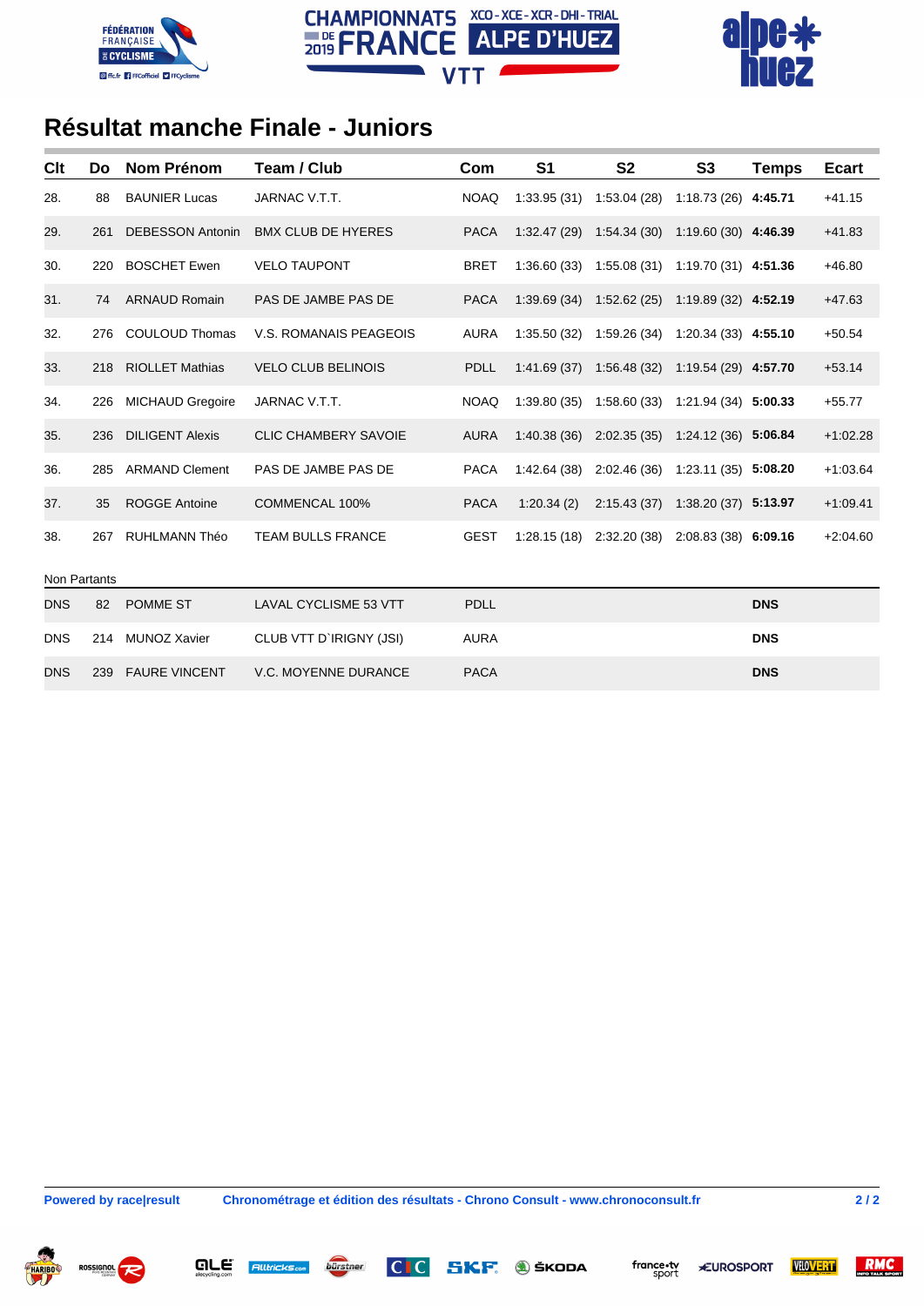# Résultat manche Finale - Juniors

| Clt | Do | Nom Prénom | Team / Club | Com | S1 | S2 | S3 | Temps | Ecart |
|---|---|---|---|---|---|---|---|---|---|
| 28. | 88 | BAUNIER Lucas | JARNAC V.T.T. | NOAQ | 1:33.95 (31) | 1:53.04 (28) | 1:18.73 (26) | **4:45.71** | +41.15 |
| 29. | 261 | DEBESSON Antonin | BMX CLUB DE HYERES | PACA | 1:32.47 (29) | 1:54.34 (30) | 1:19.60 (30) | **4:46.39** | +41.83 |
| 30. | 220 | BOSCHET Ewen | VELO TAUPONT | BRET | 1:36.60 (33) | 1:55.08 (31) | 1:19.70 (31) | **4:51.36** | +46.80 |
| 31. | 74 | ARNAUD Romain | PAS DE JAMBE PAS DE | PACA | 1:39.69 (34) | 1:52.62 (25) | 1:19.89 (32) | **4:52.19** | +47.63 |
| 32. | 276 | COULOUD Thomas | V.S. ROMANAIS PEAGEOIS | AURA | 1:35.50 (32) | 1:59.26 (34) | 1:20.34 (33) | **4:55.10** | +50.54 |
| 33. | 218 | RIOLLET Mathias | VELO CLUB BELINOIS | PDLL | 1:41.69 (37) | 1:56.48 (32) | 1:19.54 (29) | **4:57.70** | +53.14 |
| 34. | 226 | MICHAUD Gregoire | JARNAC V.T.T. | NOAQ | 1:39.80 (35) | 1:58.60 (33) | 1:21.94 (34) | **5:00.33** | +55.77 |
| 35. | 236 | DILIGENT Alexis | CLIC CHAMBERY SAVOIE | AURA | 1:40.38 (36) | 2:02.35 (35) | 1:24.12 (36) | **5:06.84** | +1:02.28 |
| 36. | 285 | ARMAND Clement | PAS DE JAMBE PAS DE | PACA | 1:42.64 (38) | 2:02.46 (36) | 1:23.11 (35) | **5:08.20** | +1:03.64 |
| 37. | 35 | ROGGE Antoine | COMMENCAL 100% | PACA | 1:20.34 (2) | 2:15.43 (37) | 1:38.20 (37) | **5:13.97** | +1:09.41 |
| 38. | 267 | RUHLMANN Théo | TEAM BULLS FRANCE | GEST | 1:28.15 (18) | 2:32.20 (38) | 2:08.83 (38) | **6:09.16** | +2:04.60 |

Non Partants

| Clt | Do | Nom Prénom | Team / Club | Com | S1 | S2 | S3 | Temps | Ecart |
|---|---|---|---|---|---|---|---|---|---|
| DNS | 82 | POMME ST | LAVAL CYCLISME 53 VTT | PDLL | | | | **DNS** | |
| DNS | 214 | MUNOZ Xavier | CLUB VTT D`IRIGNY (JSI) | AURA | | | | **DNS** | |
| DNS | 239 | FAURE VINCENT | V.C. MOYENNE DURANCE | PACA | | | | **DNS** | |

**Powered by race|result** **Chronométrage et édition des résultats - Chrono Consult - www.chronoconsult.fr**